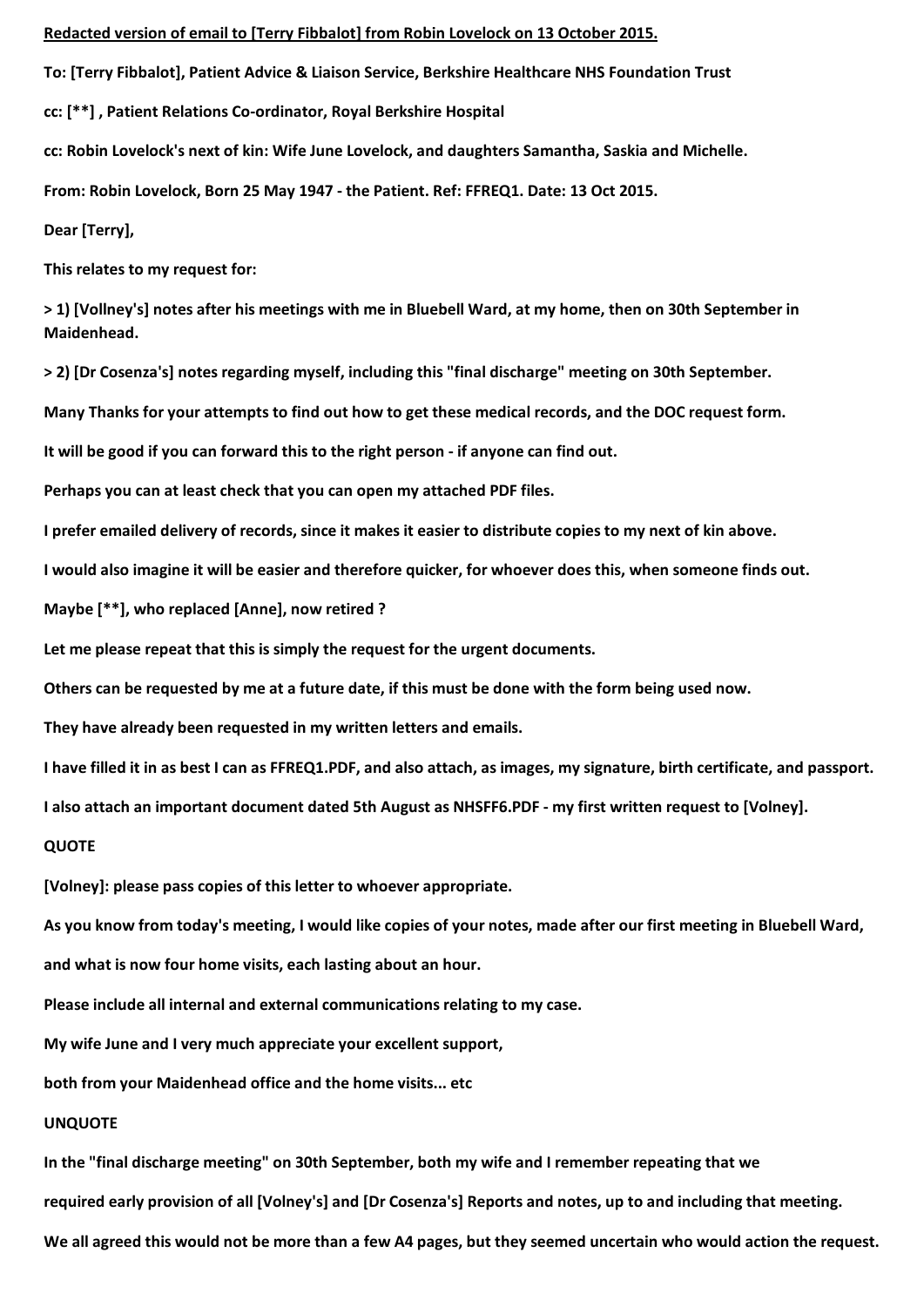**Redacted version of email to [Terry Fibbalot] from Robin Lovelock on 13 October 2015.**

**To: [Terry Fibbalot], Patient Advice & Liaison Service, Berkshire Healthcare NHS Foundation Trust**

**cc: [**] , Patient Relations Co-ordinator, Royal Berkshire Hospital**

**cc: Robin Lovelock's next of kin: Wife June Lovelock, and daughters Samantha, Saskia and Michelle.**

**From: Robin Lovelock, Born 25 May 1947 - the Patient. Ref: FFREQ1. Date: 13 Oct 2015.**

**Dear [Terry],**

**This relates to my request for:**

**> 1) [Vollney's] notes after his meetings with me in Bluebell Ward, at my home, then on 30th September in Maidenhead.**

**> 2) [Dr Cosenza's] notes regarding myself, including this "final discharge" meeting on 30th September.**

**Many Thanks for your attempts to find out how to get these medical records, and the DOC request form.**

**It will be good if you can forward this to the right person - if anyone can find out.**

**Perhaps you can at least check that you can open my attached PDF files.**

**I prefer emailed delivery of records, since it makes it easier to distribute copies to my next of kin above.**

**I would also imagine it will be easier and therefore quicker, for whoever does this, when someone finds out.**

**Maybe [**], who replaced [Anne], now retired ?**

**Let me please repeat that this is simply the request for the urgent documents.**

**Others can be requested by me at a future date, if this must be done with the form being used now.**

**They have already been requested in my written letters and emails.**

**I have filled it in as best I can as FFREQ1.PDF, and also attach, as images, my signature, birth certificate, and passport.**

**I also attach an important document dated 5th August as NHSFF6.PDF - my first written request to [Volney].**

**QUOTE**

**[Volney]: please pass copies of this letter to whoever appropriate.**

**As you know from today's meeting, I would like copies of your notes, made after our first meeting in Bluebell Ward,**

**and what is now four home visits, each lasting about an hour.**

**Please include all internal and external communications relating to my case.**

**My wife June and I very much appreciate your excellent support,**

**both from your Maidenhead office and the home visits... etc**

**UNQUOTE**

**In the "final discharge meeting" on 30th September, both my wife and I remember repeating that we**

**required early provision of all [Volney's] and [Dr Cosenza's] Reports and notes, up to and including that meeting.**

**We all agreed this would not be more than a few A4 pages, but they seemed uncertain who would action the request.**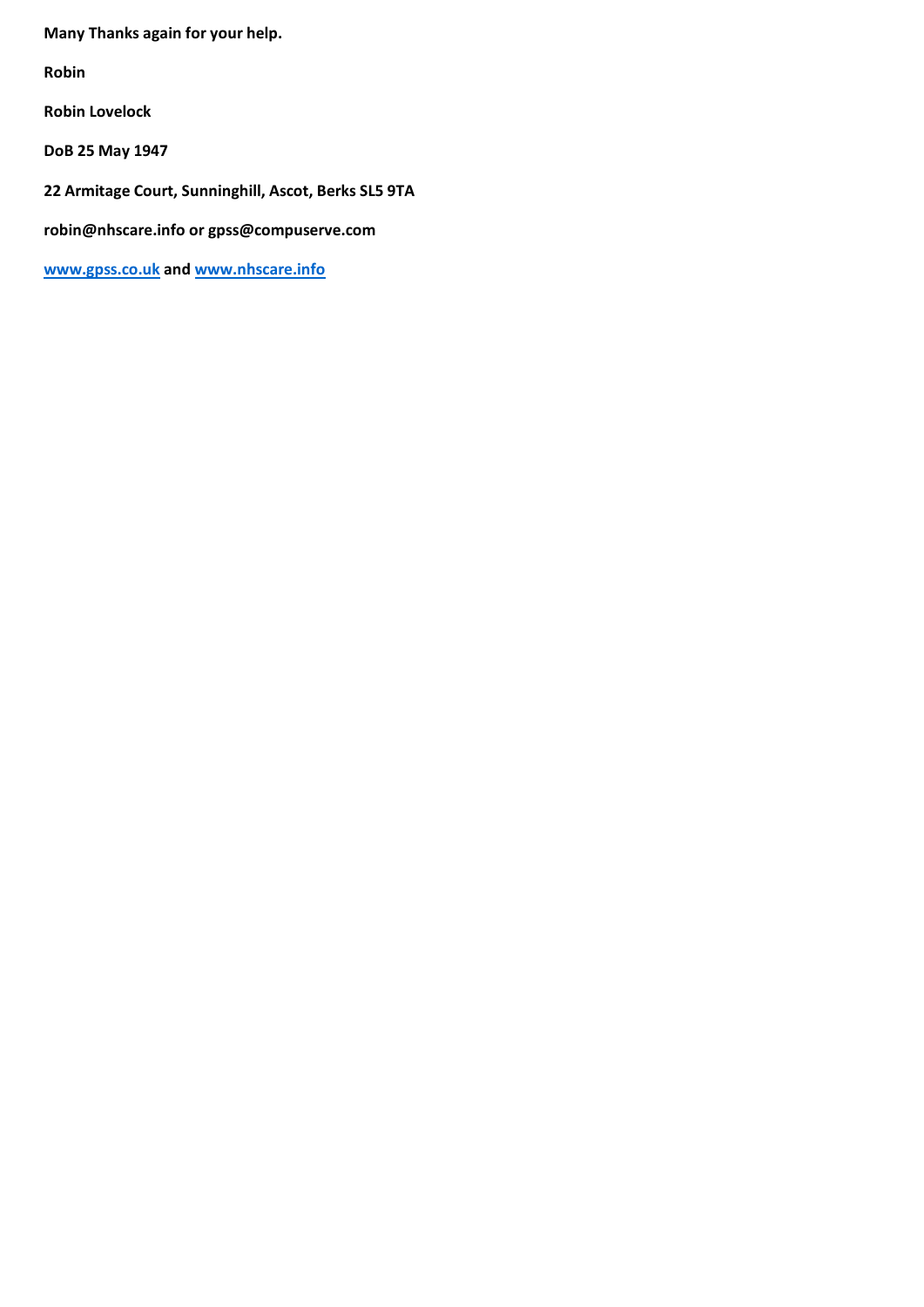**Many Thanks again for your help.**

**Robin**

**Robin Lovelock**

**DoB 25 May 1947**

**22 Armitage Court, Sunninghill, Ascot, Berks SL5 9TA**

**robin@nhscare.info or gpss@compuserve.com**

**[www.gpss.co.uk](http://www.gpss.co.uk) and [www.nhscare.info](http://www.nhscare.info)**